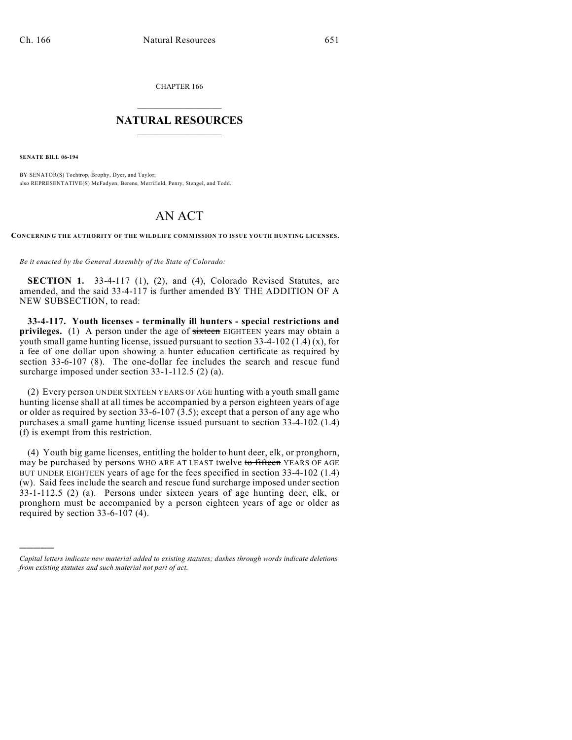CHAPTER 166

# NATURAL RESOURCES

**SENATE BILL 06-194**

BY SENATOR(S) Tochtrop, Brophy, Dyer, and Taylor;
also REPRESENTATIVE(S) McFadyen, Berens, Merrifield, Penry, Stengel, and Todd.

# AN ACT

**CONCERNING THE AUTHORITY OF THE WILDLIFE COMMISSION TO ISSUE YOUTH HUNTING LICENSES.**

*Be it enacted by the General Assembly of the State of Colorado:*

**SECTION 1.** 33-4-117 (1), (2), and (4), Colorado Revised Statutes, are amended, and the said 33-4-117 is further amended BY THE ADDITION OF A NEW SUBSECTION, to read:

**33-4-117. Youth licenses - terminally ill hunters - special restrictions and privileges.** (1) A person under the age of ~~sixteen~~ EIGHTEEN years may obtain a youth small game hunting license, issued pursuant to section 33-4-102 (1.4) (x), for a fee of one dollar upon showing a hunter education certificate as required by section 33-6-107 (8). The one-dollar fee includes the search and rescue fund surcharge imposed under section 33-1-112.5 (2) (a).

(2) Every person UNDER SIXTEEN YEARS OF AGE hunting with a youth small game hunting license shall at all times be accompanied by a person eighteen years of age or older as required by section 33-6-107 (3.5); except that a person of any age who purchases a small game hunting license issued pursuant to section 33-4-102 (1.4) (f) is exempt from this restriction.

(4) Youth big game licenses, entitling the holder to hunt deer, elk, or pronghorn, may be purchased by persons WHO ARE AT LEAST twelve ~~to fifteen~~ YEARS OF AGE BUT UNDER EIGHTEEN years of age for the fees specified in section 33-4-102 (1.4) (w). Said fees include the search and rescue fund surcharge imposed under section 33-1-112.5 (2) (a). Persons under sixteen years of age hunting deer, elk, or pronghorn must be accompanied by a person eighteen years of age or older as required by section 33-6-107 (4).

---

*Capital letters indicate new material added to existing statutes; dashes through words indicate deletions from existing statutes and such material not part of act.*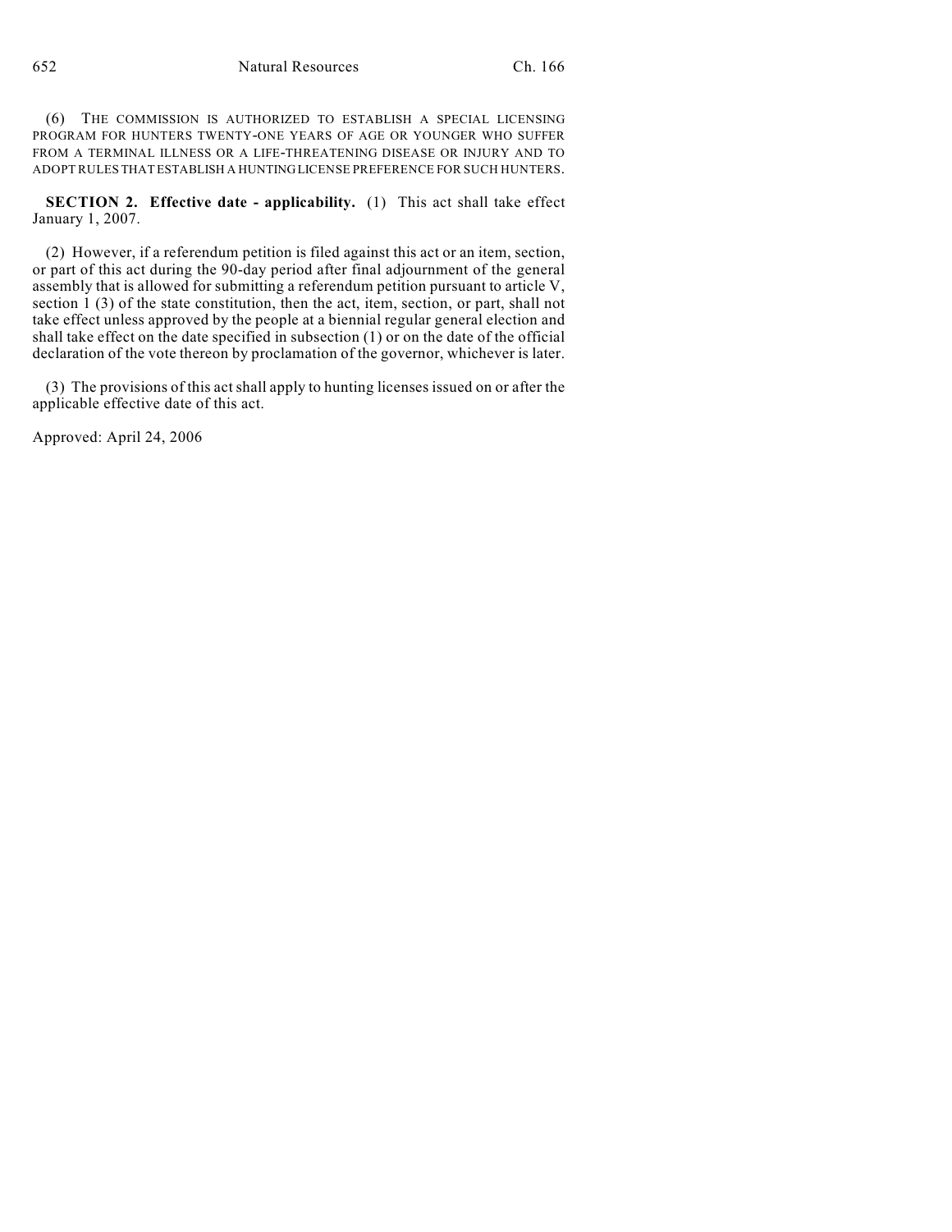(6) THE COMMISSION IS AUTHORIZED TO ESTABLISH A SPECIAL LICENSING PROGRAM FOR HUNTERS TWENTY-ONE YEARS OF AGE OR YOUNGER WHO SUFFER FROM A TERMINAL ILLNESS OR A LIFE-THREATENING DISEASE OR INJURY AND TO ADOPT RULES THAT ESTABLISH A HUNTING LICENSE PREFERENCE FOR SUCH HUNTERS.

**SECTION 2. Effective date - applicability.** (1) This act shall take effect January 1, 2007.

(2) However, if a referendum petition is filed against this act or an item, section, or part of this act during the 90-day period after final adjournment of the general assembly that is allowed for submitting a referendum petition pursuant to article V, section 1 (3) of the state constitution, then the act, item, section, or part, shall not take effect unless approved by the people at a biennial regular general election and shall take effect on the date specified in subsection (1) or on the date of the official declaration of the vote thereon by proclamation of the governor, whichever is later.

(3) The provisions of this act shall apply to hunting licenses issued on or after the applicable effective date of this act.

Approved: April 24, 2006